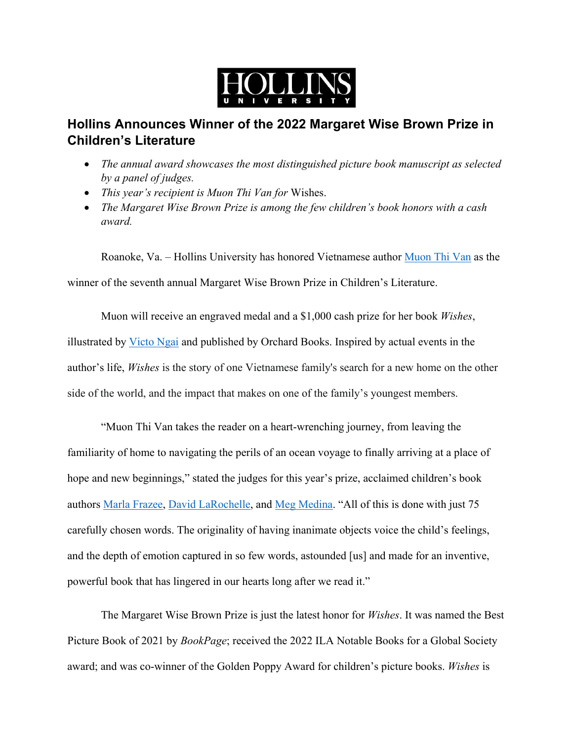HOLLINS UNIVERSITY

## Hollins Announces Winner of the 2022 Margaret Wise Brown Prize in Children's Literature

- *The annual award showcases the most distinguished picture book manuscript as selected by a panel of judges.*
- *This year's recipient is Muon Thi Van for* Wishes.
- *The Margaret Wise Brown Prize is among the few children's book honors with a cash award.*

Roanoke, Va. – Hollins University has honored Vietnamese author Muon Thi Van as the winner of the seventh annual Margaret Wise Brown Prize in Children's Literature.

Muon will receive an engraved medal and a $1,000 cash prize for her book *Wishes*, illustrated by Victo Ngai and published by Orchard Books. Inspired by actual events in the author's life, *Wishes* is the story of one Vietnamese family's search for a new home on the other side of the world, and the impact that makes on one of the family's youngest members.

"Muon Thi Van takes the reader on a heart-wrenching journey, from leaving the familiarity of home to navigating the perils of an ocean voyage to finally arriving at a place of hope and new beginnings," stated the judges for this year's prize, acclaimed children's book authors Marla Frazee, David LaRochelle, and Meg Medina. "All of this is done with just 75 carefully chosen words. The originality of having inanimate objects voice the child's feelings, and the depth of emotion captured in so few words, astounded [us] and made for an inventive, powerful book that has lingered in our hearts long after we read it."

The Margaret Wise Brown Prize is just the latest honor for *Wishes*. It was named the Best Picture Book of 2021 by *BookPage*; received the 2022 ILA Notable Books for a Global Society award; and was co-winner of the Golden Poppy Award for children's picture books. *Wishes* is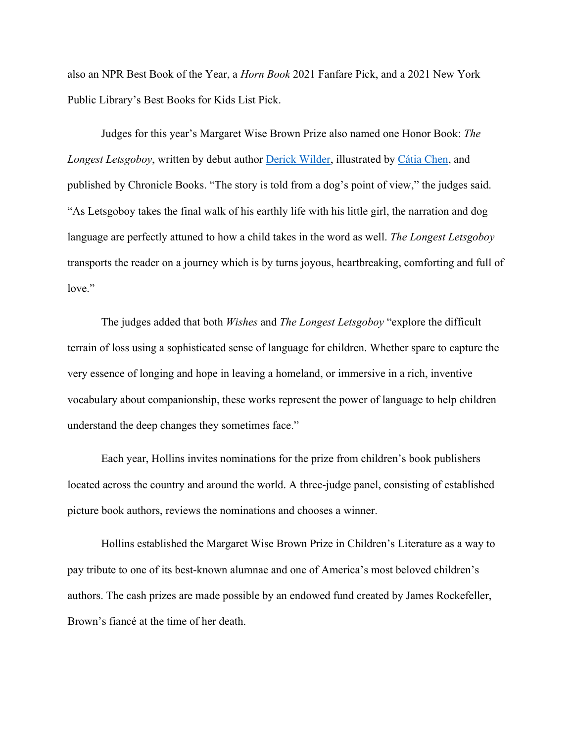also an NPR Best Book of the Year, a *Horn Book* 2021 Fanfare Pick, and a 2021 New York Public Library's Best Books for Kids List Pick.

Judges for this year's Margaret Wise Brown Prize also named one Honor Book: *The Longest Letsgoboy*, written by debut author [Derick Wilder](), illustrated by [Cátia Chen](), and published by Chronicle Books. "The story is told from a dog's point of view," the judges said. "As Letsgoboy takes the final walk of his earthly life with his little girl, the narration and dog language are perfectly attuned to how a child takes in the word as well. *The Longest Letsgoboy* transports the reader on a journey which is by turns joyous, heartbreaking, comforting and full of love."

The judges added that both *Wishes* and *The Longest Letsgoboy* "explore the difficult terrain of loss using a sophisticated sense of language for children. Whether spare to capture the very essence of longing and hope in leaving a homeland, or immersive in a rich, inventive vocabulary about companionship, these works represent the power of language to help children understand the deep changes they sometimes face."

Each year, Hollins invites nominations for the prize from children's book publishers located across the country and around the world. A three-judge panel, consisting of established picture book authors, reviews the nominations and chooses a winner.

Hollins established the Margaret Wise Brown Prize in Children's Literature as a way to pay tribute to one of its best-known alumnae and one of America's most beloved children's authors. The cash prizes are made possible by an endowed fund created by James Rockefeller, Brown's fiancé at the time of her death.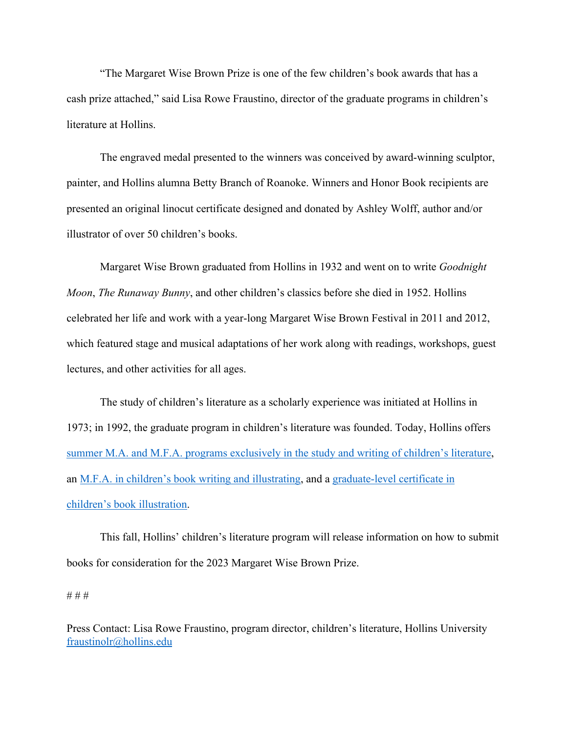"The Margaret Wise Brown Prize is one of the few children's book awards that has a cash prize attached," said Lisa Rowe Fraustino, director of the graduate programs in children's literature at Hollins.

The engraved medal presented to the winners was conceived by award-winning sculptor, painter, and Hollins alumna Betty Branch of Roanoke. Winners and Honor Book recipients are presented an original linocut certificate designed and donated by Ashley Wolff, author and/or illustrator of over 50 children's books.

Margaret Wise Brown graduated from Hollins in 1932 and went on to write *Goodnight Moon*, *The Runaway Bunny*, and other children's classics before she died in 1952. Hollins celebrated her life and work with a year-long Margaret Wise Brown Festival in 2011 and 2012, which featured stage and musical adaptations of her work along with readings, workshops, guest lectures, and other activities for all ages.

The study of children's literature as a scholarly experience was initiated at Hollins in 1973; in 1992, the graduate program in children's literature was founded. Today, Hollins offers summer M.A. and M.F.A. programs exclusively in the study and writing of children's literature, an M.F.A. in children's book writing and illustrating, and a graduate-level certificate in children's book illustration.

This fall, Hollins' children's literature program will release information on how to submit books for consideration for the 2023 Margaret Wise Brown Prize.

# # #

Press Contact: Lisa Rowe Fraustino, program director, children's literature, Hollins University
fraustinolr@hollins.edu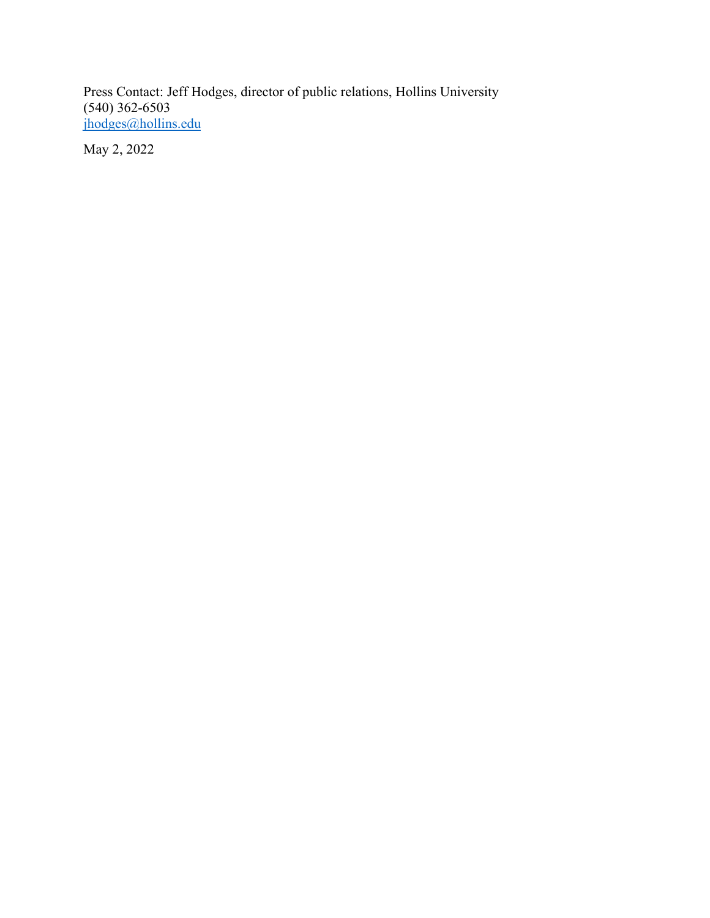Press Contact: Jeff Hodges, director of public relations, Hollins University
(540) 362-6503
jhodges@hollins.edu

May 2, 2022